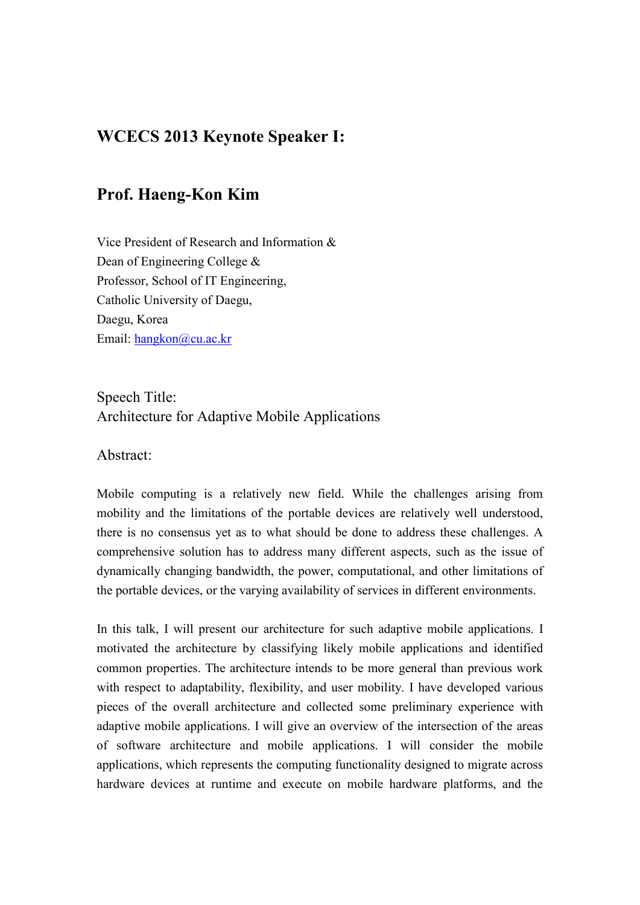## WCECS 2013 Keynote Speaker I:

## Prof. Haeng-Kon Kim

Vice President of Research and Information &
Dean of Engineering College &
Professor, School of IT Engineering,
Catholic University of Daegu,
Daegu, Korea
Email: hangkon@cu.ac.kr

Speech Title:
Architecture for Adaptive Mobile Applications

Abstract:

Mobile computing is a relatively new field. While the challenges arising from mobility and the limitations of the portable devices are relatively well understood, there is no consensus yet as to what should be done to address these challenges. A comprehensive solution has to address many different aspects, such as the issue of dynamically changing bandwidth, the power, computational, and other limitations of the portable devices, or the varying availability of services in different environments.

In this talk, I will present our architecture for such adaptive mobile applications. I motivated the architecture by classifying likely mobile applications and identified common properties. The architecture intends to be more general than previous work with respect to adaptability, flexibility, and user mobility. I have developed various pieces of the overall architecture and collected some preliminary experience with adaptive mobile applications. I will give an overview of the intersection of the areas of software architecture and mobile applications. I will consider the mobile applications, which represents the computing functionality designed to migrate across hardware devices at runtime and execute on mobile hardware platforms, and the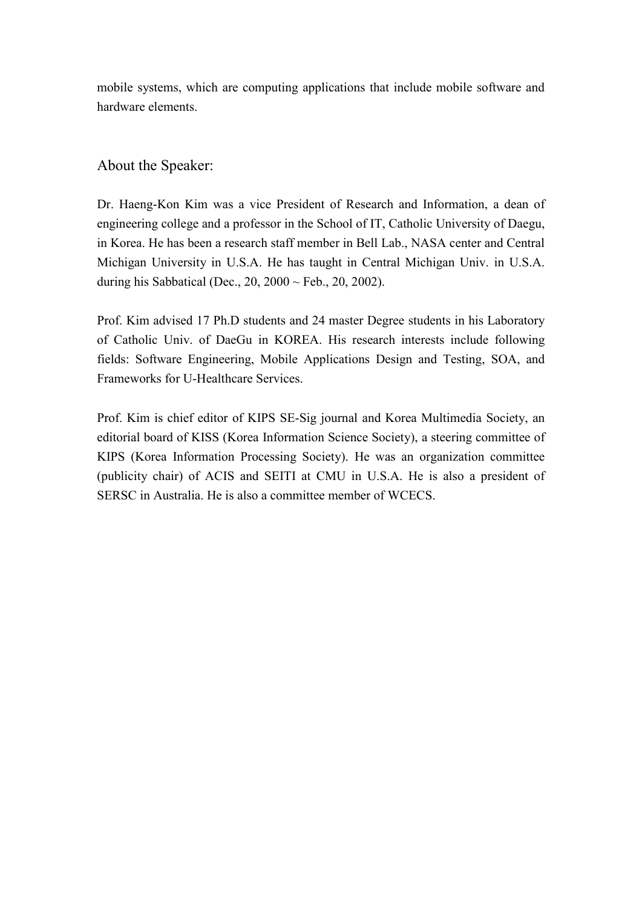mobile systems, which are computing applications that include mobile software and hardware elements.

## About the Speaker:

Dr. Haeng-Kon Kim was a vice President of Research and Information, a dean of engineering college and a professor in the School of IT, Catholic University of Daegu, in Korea. He has been a research staff member in Bell Lab., NASA center and Central Michigan University in U.S.A. He has taught in Central Michigan Univ. in U.S.A. during his Sabbatical (Dec., 20, 2000 ~ Feb., 20, 2002).

Prof. Kim advised 17 Ph.D students and 24 master Degree students in his Laboratory of Catholic Univ. of DaeGu in KOREA. His research interests include following fields: Software Engineering, Mobile Applications Design and Testing, SOA, and Frameworks for U-Healthcare Services.

Prof. Kim is chief editor of KIPS SE-Sig journal and Korea Multimedia Society, an editorial board of KISS (Korea Information Science Society), a steering committee of KIPS (Korea Information Processing Society). He was an organization committee (publicity chair) of ACIS and SEITI at CMU in U.S.A. He is also a president of SERSC in Australia. He is also a committee member of WCECS.